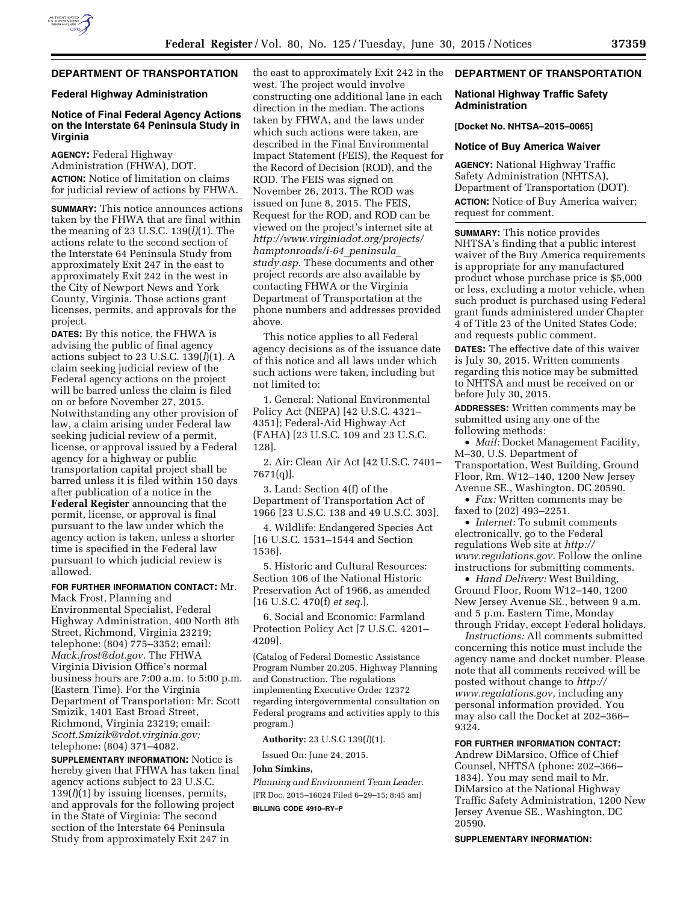## DEPARTMENT OF TRANSPORTATION

### Federal Highway Administration

### Notice of Final Federal Agency Actions on the Interstate 64 Peninsula Study in Virginia

**AGENCY:** Federal Highway Administration (FHWA), DOT.

**ACTION:** Notice of limitation on claims for judicial review of actions by FHWA.

**SUMMARY:** This notice announces actions taken by the FHWA that are final within the meaning of 23 U.S.C. 139(*l*)(1). The actions relate to the second section of the Interstate 64 Peninsula Study from approximately Exit 247 in the east to approximately Exit 242 in the west in the City of Newport News and York County, Virginia. Those actions grant licenses, permits, and approvals for the project.

**DATES:** By this notice, the FHWA is advising the public of final agency actions subject to 23 U.S.C. 139(*l*)(1). A claim seeking judicial review of the Federal agency actions on the project will be barred unless the claim is filed on or before November 27, 2015. Notwithstanding any other provision of law, a claim arising under Federal law seeking judicial review of a permit, license, or approval issued by a Federal agency for a highway or public transportation capital project shall be barred unless it is filed within 150 days after publication of a notice in the **Federal Register** announcing that the permit, license, or approval is final pursuant to the law under which the agency action is taken, unless a shorter time is specified in the Federal law pursuant to which judicial review is allowed.

**FOR FURTHER INFORMATION CONTACT:** Mr. Mack Frost, Planning and Environmental Specialist, Federal Highway Administration, 400 North 8th Street, Richmond, Virginia 23219; telephone: (804) 775–3352; email: *Mack.frost@dot.gov.* The FHWA Virginia Division Office's normal business hours are 7:00 a.m. to 5:00 p.m. (Eastern Time). For the Virginia Department of Transportation: Mr. Scott Smizik, 1401 East Broad Street, Richmond, Virginia 23219; email: *Scott.Smizik@vdot.virginia.gov;* telephone: (804) 371–4082.

**SUPPLEMENTARY INFORMATION:** Notice is hereby given that FHWA has taken final agency actions subject to 23 U.S.C. 139(*l*)(1) by issuing licenses, permits, and approvals for the following project in the State of Virginia: The second section of the Interstate 64 Peninsula Study from approximately Exit 247 in the east to approximately Exit 242 in the west. The project would involve constructing one additional lane in each direction in the median. The actions taken by FHWA, and the laws under which such actions were taken, are described in the Final Environmental Impact Statement (FEIS), the Request for the Record of Decision (ROD), and the ROD. The FEIS was signed on November 26, 2013. The ROD was issued on June 8, 2015. The FEIS, Request for the ROD, and ROD can be viewed on the project's internet site at *http://www.virginiadot.org/projects/hamptonroads/i-64_peninsula_study.asp.* These documents and other project records are also available by contacting FHWA or the Virginia Department of Transportation at the phone numbers and addresses provided above.

This notice applies to all Federal agency decisions as of the issuance date of this notice and all laws under which such actions were taken, including but not limited to:

1. General: National Environmental Policy Act (NEPA) [42 U.S.C. 4321–4351]; Federal-Aid Highway Act (FAHA) [23 U.S.C. 109 and 23 U.S.C. 128].

2. Air: Clean Air Act [42 U.S.C. 7401–7671(q)].

3. Land: Section 4(f) of the Department of Transportation Act of 1966 [23 U.S.C. 138 and 49 U.S.C. 303].

4. Wildlife: Endangered Species Act [16 U.S.C. 1531–1544 and Section 1536].

5. Historic and Cultural Resources: Section 106 of the National Historic Preservation Act of 1966, as amended [16 U.S.C. 470(f) *et seq.*].

6. Social and Economic: Farmland Protection Policy Act [7 U.S.C. 4201–4209].

(Catalog of Federal Domestic Assistance Program Number 20.205, Highway Planning and Construction. The regulations implementing Executive Order 12372 regarding intergovernmental consultation on Federal programs and activities apply to this program.)

**Authority:** 23 U.S.C 139(*l*)(1).

Issued On: June 24, 2015.

**John Simkins,**

*Planning and Environment Team Leader.*

[FR Doc. 2015–16024 Filed 6–29–15; 8:45 am]

**BILLING CODE 4910–RY–P**

## DEPARTMENT OF TRANSPORTATION

### National Highway Traffic Safety Administration

**[Docket No. NHTSA–2015–0065]**

### Notice of Buy America Waiver

**AGENCY:** National Highway Traffic Safety Administration (NHTSA), Department of Transportation (DOT).

**ACTION:** Notice of Buy America waiver; request for comment.

**SUMMARY:** This notice provides NHTSA's finding that a public interest waiver of the Buy America requirements is appropriate for any manufactured product whose purchase price is $5,000 or less, excluding a motor vehicle, when such product is purchased using Federal grant funds administered under Chapter 4 of Title 23 of the United States Code; and requests public comment.

**DATES:** The effective date of this waiver is July 30, 2015. Written comments regarding this notice may be submitted to NHTSA and must be received on or before July 30, 2015.

**ADDRESSES:** Written comments may be submitted using any one of the following methods:

- *Mail:* Docket Management Facility, M–30, U.S. Department of Transportation, West Building, Ground Floor, Rm. W12–140, 1200 New Jersey Avenue SE., Washington, DC 20590.
- *Fax:* Written comments may be faxed to (202) 493–2251.
- *Internet:* To submit comments electronically, go to the Federal regulations Web site at *http://www.regulations.gov.* Follow the online instructions for submitting comments.
- *Hand Delivery:* West Building, Ground Floor, Room W12–140, 1200 New Jersey Avenue SE., between 9 a.m. and 5 p.m. Eastern Time, Monday through Friday, except Federal holidays.

*Instructions:* All comments submitted concerning this notice must include the agency name and docket number. Please note that all comments received will be posted without change to *http://www.regulations.gov,* including any personal information provided. You may also call the Docket at 202–366–9324.

**FOR FURTHER INFORMATION CONTACT:** Andrew DiMarsico, Office of Chief Counsel, NHTSA (phone: 202–366–1834). You may send mail to Mr. DiMarsico at the National Highway Traffic Safety Administration, 1200 New Jersey Avenue SE., Washington, DC 20590.

**SUPPLEMENTARY INFORMATION:**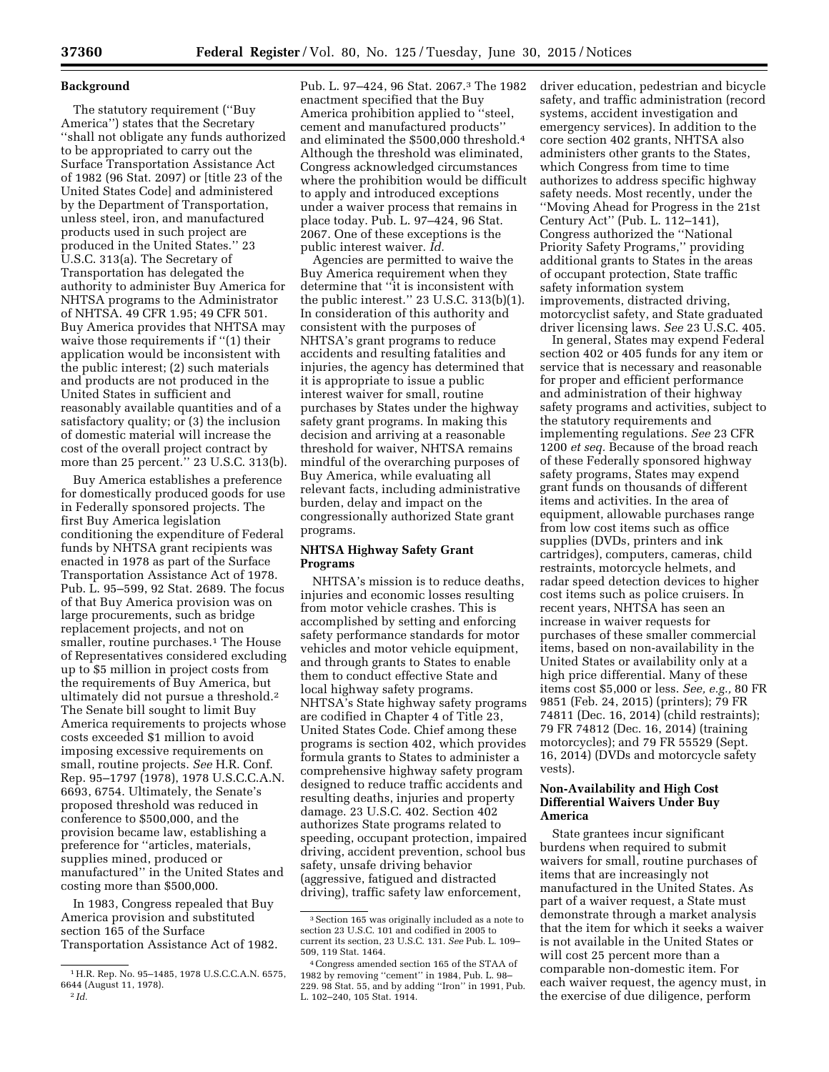## Background

The statutory requirement (''Buy America'') states that the Secretary ''shall not obligate any funds authorized to be appropriated to carry out the Surface Transportation Assistance Act of 1982 (96 Stat. 2097) or [title 23 of the United States Code] and administered by the Department of Transportation, unless steel, iron, and manufactured products used in such project are produced in the United States.'' 23 U.S.C. 313(a). The Secretary of Transportation has delegated the authority to administer Buy America for NHTSA programs to the Administrator of NHTSA. 49 CFR 1.95; 49 CFR 501. Buy America provides that NHTSA may waive those requirements if ''(1) their application would be inconsistent with the public interest; (2) such materials and products are not produced in the United States in sufficient and reasonably available quantities and of a satisfactory quality; or (3) the inclusion of domestic material will increase the cost of the overall project contract by more than 25 percent.'' 23 U.S.C. 313(b).

Buy America establishes a preference for domestically produced goods for use in Federally sponsored projects. The first Buy America legislation conditioning the expenditure of Federal funds by NHTSA grant recipients was enacted in 1978 as part of the Surface Transportation Assistance Act of 1978. Pub. L. 95–599, 92 Stat. 2689. The focus of that Buy America provision was on large procurements, such as bridge replacement projects, and not on smaller, routine purchases.[1] The House of Representatives considered excluding up to $5 million in project costs from the requirements of Buy America, but ultimately did not pursue a threshold.[2] The Senate bill sought to limit Buy America requirements to projects whose costs exceeded $1 million to avoid imposing excessive requirements on small, routine projects. *See* H.R. Conf. Rep. 95–1797 (1978), 1978 U.S.C.C.A.N. 6693, 6754. Ultimately, the Senate's proposed threshold was reduced in conference to $500,000, and the provision became law, establishing a preference for ''articles, materials, supplies mined, produced or manufactured'' in the United States and costing more than $500,000.

In 1983, Congress repealed that Buy America provision and substituted section 165 of the Surface Transportation Assistance Act of 1982. Pub. L. 97–424, 96 Stat. 2067.[3] The 1982 enactment specified that the Buy America prohibition applied to ''steel, cement and manufactured products'' and eliminated the $500,000 threshold.[4] Although the threshold was eliminated, Congress acknowledged circumstances where the prohibition would be difficult to apply and introduced exceptions under a waiver process that remains in place today. Pub. L. 97–424, 96 Stat. 2067. One of these exceptions is the public interest waiver. *Id.*

Agencies are permitted to waive the Buy America requirement when they determine that ''it is inconsistent with the public interest.'' 23 U.S.C. 313(b)(1). In consideration of this authority and consistent with the purposes of NHTSA's grant programs to reduce accidents and resulting fatalities and injuries, the agency has determined that it is appropriate to issue a public interest waiver for small, routine purchases by States under the highway safety grant programs. In making this decision and arriving at a reasonable threshold for waiver, NHTSA remains mindful of the overarching purposes of Buy America, while evaluating all relevant facts, including administrative burden, delay and impact on the congressionally authorized State grant programs.

## NHTSA Highway Safety Grant Programs

NHTSA's mission is to reduce deaths, injuries and economic losses resulting from motor vehicle crashes. This is accomplished by setting and enforcing safety performance standards for motor vehicles and motor vehicle equipment, and through grants to States to enable them to conduct effective State and local highway safety programs. NHTSA's State highway safety programs are codified in Chapter 4 of Title 23, United States Code. Chief among these programs is section 402, which provides formula grants to States to administer a comprehensive highway safety program designed to reduce traffic accidents and resulting deaths, injuries and property damage. 23 U.S.C. 402. Section 402 authorizes State programs related to speeding, occupant protection, impaired driving, accident prevention, school bus safety, unsafe driving behavior (aggressive, fatigued and distracted driving), traffic safety law enforcement, driver education, pedestrian and bicycle safety, and traffic administration (record systems, accident investigation and emergency services). In addition to the core section 402 grants, NHTSA also administers other grants to the States, which Congress from time to time authorizes to address specific highway safety needs. Most recently, under the ''Moving Ahead for Progress in the 21st Century Act'' (Pub. L. 112–141), Congress authorized the ''National Priority Safety Programs,'' providing additional grants to States in the areas of occupant protection, State traffic safety information system improvements, distracted driving, motorcyclist safety, and State graduated driver licensing laws. *See* 23 U.S.C. 405.

In general, States may expend Federal section 402 or 405 funds for any item or service that is necessary and reasonable for proper and efficient performance and administration of their highway safety programs and activities, subject to the statutory requirements and implementing regulations. *See* 23 CFR 1200 *et seq.* Because of the broad reach of these Federally sponsored highway safety programs, States may expend grant funds on thousands of different items and activities. In the area of equipment, allowable purchases range from low cost items such as office supplies (DVDs, printers and ink cartridges), computers, cameras, child restraints, motorcycle helmets, and radar speed detection devices to higher cost items such as police cruisers. In recent years, NHTSA has seen an increase in waiver requests for purchases of these smaller commercial items, based on non-availability in the United States or availability only at a high price differential. Many of these items cost $5,000 or less. *See, e.g.,* 80 FR 9851 (Feb. 24, 2015) (printers); 79 FR 74811 (Dec. 16, 2014) (child restraints); 79 FR 74812 (Dec. 16, 2014) (training motorcycles); and 79 FR 55529 (Sept. 16, 2014) (DVDs and motorcycle safety vests).

## Non-Availability and High Cost Differential Waivers Under Buy America

State grantees incur significant burdens when required to submit waivers for small, routine purchases of items that are increasingly not manufactured in the United States. As part of a waiver request, a State must demonstrate through a market analysis that the item for which it seeks a waiver is not available in the United States or will cost 25 percent more than a comparable non-domestic item. For each waiver request, the agency must, in the exercise of due diligence, perform

---

[1] H.R. Rep. No. 95–1485, 1978 U.S.C.C.A.N. 6575, 6644 (August 11, 1978).

[2] *Id.*

[3] Section 165 was originally included as a note to section 23 U.S.C. 101 and codified in 2005 to current its section, 23 U.S.C. 131. *See* Pub. L. 109–509, 119 Stat. 1464.

[4] Congress amended section 165 of the STAA of 1982 by removing ''cement'' in 1984, Pub. L. 98–229. 98 Stat. 55, and by adding ''Iron'' in 1991, Pub. L. 102–240, 105 Stat. 1914.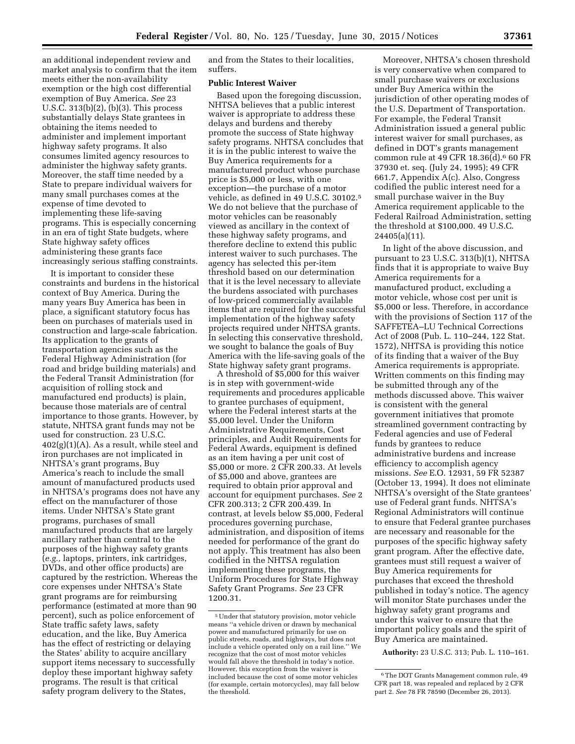an additional independent review and market analysis to confirm that the item meets either the non-availability exemption or the high cost differential exemption of Buy America. *See* 23 U.S.C. 313(b)(2), (b)(3). This process substantially delays State grantees in obtaining the items needed to administer and implement important highway safety programs. It also consumes limited agency resources to administer the highway safety grants. Moreover, the staff time needed by a State to prepare individual waivers for many small purchases comes at the expense of time devoted to implementing these life-saving programs. This is especially concerning in an era of tight State budgets, where State highway safety offices administering these grants face increasingly serious staffing constraints.

It is important to consider these constraints and burdens in the historical context of Buy America. During the many years Buy America has been in place, a significant statutory focus has been on purchases of materials used in construction and large-scale fabrication. Its application to the grants of transportation agencies such as the Federal Highway Administration (for road and bridge building materials) and the Federal Transit Administration (for acquisition of rolling stock and manufactured end products) is plain, because those materials are of central importance to those grants. However, by statute, NHTSA grant funds may not be used for construction. 23 U.S.C. 402(g)(1)(A). As a result, while steel and iron purchases are not implicated in NHTSA's grant programs, Buy America's reach to include the small amount of manufactured products used in NHTSA's programs does not have any effect on the manufacturer of those items. Under NHTSA's State grant programs, purchases of small manufactured products that are largely ancillary rather than central to the purposes of the highway safety grants (*e.g.,* laptops, printers, ink cartridges, DVDs, and other office products) are captured by the restriction. Whereas the core expenses under NHTSA's State grant programs are for reimbursing performance (estimated at more than 90 percent), such as police enforcement of State traffic safety laws, safety education, and the like, Buy America has the effect of restricting or delaying the States' ability to acquire ancillary support items necessary to successfully deploy these important highway safety programs. The result is that critical safety program delivery to the States, and from the States to their localities, suffers.

**Public Interest Waiver**

Based upon the foregoing discussion, NHTSA believes that a public interest waiver is appropriate to address these delays and burdens and thereby promote the success of State highway safety programs. NHTSA concludes that it is in the public interest to waive the Buy America requirements for a manufactured product whose purchase price is $5,000 or less, with one exception—the purchase of a motor vehicle, as defined in 49 U.S.C. 30102.[5] We do not believe that the purchase of motor vehicles can be reasonably viewed as ancillary in the context of these highway safety programs, and therefore decline to extend this public interest waiver to such purchases. The agency has selected this per-item threshold based on our determination that it is the level necessary to alleviate the burdens associated with purchases of low-priced commercially available items that are required for the successful implementation of the highway safety projects required under NHTSA grants. In selecting this conservative threshold, we sought to balance the goals of Buy America with the life-saving goals of the State highway safety grant programs.

A threshold of $5,000 for this waiver is in step with government-wide requirements and procedures applicable to grantee purchases of equipment, where the Federal interest starts at the $5,000 level. Under the Uniform Administrative Requirements, Cost principles, and Audit Requirements for Federal Awards, equipment is defined as an item having a per unit cost of $5,000 or more. 2 CFR 200.33. At levels of $5,000 and above, grantees are required to obtain prior approval and account for equipment purchases. *See* 2 CFR 200.313; 2 CFR 200.439. In contrast, at levels below $5,000, Federal procedures governing purchase, administration, and disposition of items needed for performance of the grant do not apply. This treatment has also been codified in the NHTSA regulation implementing these programs, the Uniform Procedures for State Highway Safety Grant Programs. *See* 23 CFR 1200.31.

Moreover, NHTSA's chosen threshold is very conservative when compared to small purchase waivers or exclusions under Buy America within the jurisdiction of other operating modes of the U.S. Department of Transportation. For example, the Federal Transit Administration issued a general public interest waiver for small purchases, as defined in DOT's grants management common rule at 49 CFR 18.36(d).[6] 60 FR 37930 et. seq. (July 24, 1995); 49 CFR 661.7, Appendix A(c). Also, Congress codified the public interest need for a small purchase waiver in the Buy America requirement applicable to the Federal Railroad Administration, setting the threshold at $100,000. 49 U.S.C. 24405(a)(11).

In light of the above discussion, and pursuant to 23 U.S.C. 313(b)(1), NHTSA finds that it is appropriate to waive Buy America requirements for a manufactured product, excluding a motor vehicle, whose cost per unit is $5,000 or less. Therefore, in accordance with the provisions of Section 117 of the SAFFETEA–LU Technical Corrections Act of 2008 (Pub. L. 110–244, 122 Stat. 1572), NHTSA is providing this notice of its finding that a waiver of the Buy America requirements is appropriate. Written comments on this finding may be submitted through any of the methods discussed above. This waiver is consistent with the general government initiatives that promote streamlined government contracting by Federal agencies and use of Federal funds by grantees to reduce administrative burdens and increase efficiency to accomplish agency missions. *See* E.O. 12931, 59 FR 52387 (October 13, 1994). It does not eliminate NHTSA's oversight of the State grantees' use of Federal grant funds. NHTSA's Regional Administrators will continue to ensure that Federal grantee purchases are necessary and reasonable for the purposes of the specific highway safety grant program. After the effective date, grantees must still request a waiver of Buy America requirements for purchases that exceed the threshold published in today's notice. The agency will monitor State purchases under the highway safety grant programs and under this waiver to ensure that the important policy goals and the spirit of Buy America are maintained.

**Authority:** 23 U.S.C. 313; Pub. L. 110–161.

---

[5] Under that statutory provision, motor vehicle means "a vehicle driven or drawn by mechanical power and manufactured primarily for use on public streets, roads, and highways, but does not include a vehicle operated only on a rail line." We recognize that the cost of most motor vehicles would fall above the threshold in today's notice. However, this exception from the waiver is included because the cost of some motor vehicles (for example, certain motorcycles), may fall below the threshold.

[6] The DOT Grants Management common rule, 49 CFR part 18, was repealed and replaced by 2 CFR part 2. *See* 78 FR 78590 (December 26, 2013).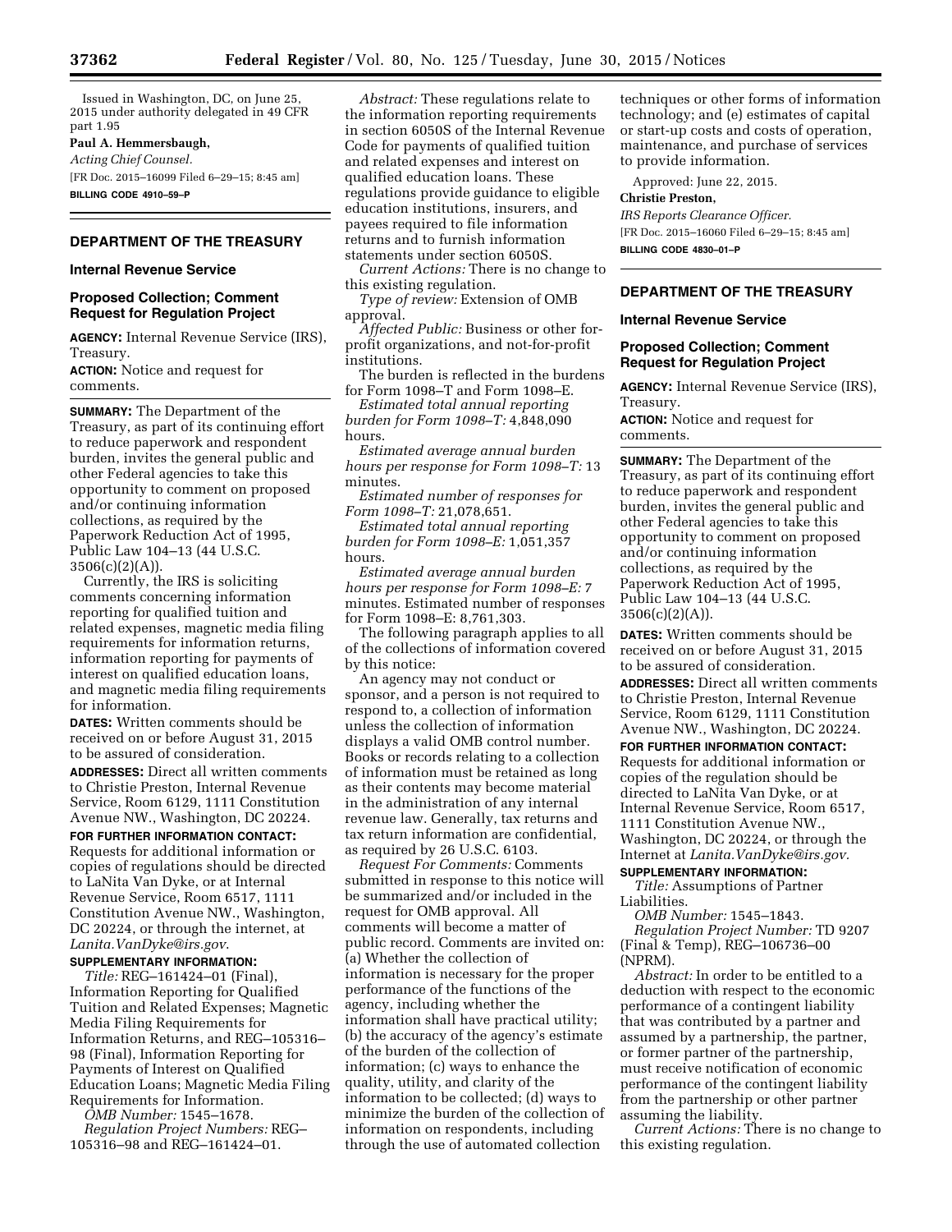Issued in Washington, DC, on June 25, 2015 under authority delegated in 49 CFR part 1.95

**Paul A. Hemmersbaugh,**

*Acting Chief Counsel.*

[FR Doc. 2015–16099 Filed 6–29–15; 8:45 am]

**BILLING CODE 4910–59–P**

## DEPARTMENT OF THE TREASURY

### Internal Revenue Service

### Proposed Collection; Comment Request for Regulation Project

**AGENCY:** Internal Revenue Service (IRS), Treasury.

**ACTION:** Notice and request for comments.

**SUMMARY:** The Department of the Treasury, as part of its continuing effort to reduce paperwork and respondent burden, invites the general public and other Federal agencies to take this opportunity to comment on proposed and/or continuing information collections, as required by the Paperwork Reduction Act of 1995, Public Law 104–13 (44 U.S.C. 3506(c)(2)(A)).

Currently, the IRS is soliciting comments concerning information reporting for qualified tuition and related expenses, magnetic media filing requirements for information returns, information reporting for payments of interest on qualified education loans, and magnetic media filing requirements for information.

**DATES:** Written comments should be received on or before August 31, 2015 to be assured of consideration.

**ADDRESSES:** Direct all written comments to Christie Preston, Internal Revenue Service, Room 6129, 1111 Constitution Avenue NW., Washington, DC 20224.

**FOR FURTHER INFORMATION CONTACT:** Requests for additional information or copies of regulations should be directed to LaNita Van Dyke, or at Internal Revenue Service, Room 6517, 1111 Constitution Avenue NW., Washington, DC 20224, or through the internet, at *Lanita.VanDyke@irs.gov*.

**SUPPLEMENTARY INFORMATION:**

*Title:* REG–161424–01 (Final), Information Reporting for Qualified Tuition and Related Expenses; Magnetic Media Filing Requirements for Information Returns, and REG–105316–98 (Final), Information Reporting for Payments of Interest on Qualified Education Loans; Magnetic Media Filing Requirements for Information.

*OMB Number:* 1545–1678.

*Regulation Project Numbers:* REG–105316–98 and REG–161424–01.

*Abstract:* These regulations relate to the information reporting requirements in section 6050S of the Internal Revenue Code for payments of qualified tuition and related expenses and interest on qualified education loans. These regulations provide guidance to eligible education institutions, insurers, and payees required to file information returns and to furnish information statements under section 6050S.

*Current Actions:* There is no change to this existing regulation.

*Type of review:* Extension of OMB approval.

*Affected Public:* Business or other for-profit organizations, and not-for-profit institutions.

The burden is reflected in the burdens for Form 1098–T and Form 1098–E.

*Estimated total annual reporting burden for Form 1098–T:* 4,848,090 hours.

*Estimated average annual burden hours per response for Form 1098–T:* 13 minutes.

*Estimated number of responses for Form 1098–T:* 21,078,651.

*Estimated total annual reporting burden for Form 1098–E:* 1,051,357 hours.

*Estimated average annual burden hours per response for Form 1098–E:* 7 minutes. Estimated number of responses for Form 1098–E: 8,761,303.

The following paragraph applies to all of the collections of information covered by this notice:

An agency may not conduct or sponsor, and a person is not required to respond to, a collection of information unless the collection of information displays a valid OMB control number. Books or records relating to a collection of information must be retained as long as their contents may become material in the administration of any internal revenue law. Generally, tax returns and tax return information are confidential, as required by 26 U.S.C. 6103.

*Request For Comments:* Comments submitted in response to this notice will be summarized and/or included in the request for OMB approval. All comments will become a matter of public record. Comments are invited on: (a) Whether the collection of information is necessary for the proper performance of the functions of the agency, including whether the information shall have practical utility; (b) the accuracy of the agency's estimate of the burden of the collection of information; (c) ways to enhance the quality, utility, and clarity of the information to be collected; (d) ways to minimize the burden of the collection of information on respondents, including through the use of automated collection techniques or other forms of information technology; and (e) estimates of capital or start-up costs and costs of operation, maintenance, and purchase of services to provide information.

Approved: June 22, 2015.

**Christie Preston,**

*IRS Reports Clearance Officer.*

[FR Doc. 2015–16060 Filed 6–29–15; 8:45 am]

**BILLING CODE 4830–01–P**

## DEPARTMENT OF THE TREASURY

### Internal Revenue Service

### Proposed Collection; Comment Request for Regulation Project

**AGENCY:** Internal Revenue Service (IRS), Treasury.

**ACTION:** Notice and request for comments.

**SUMMARY:** The Department of the Treasury, as part of its continuing effort to reduce paperwork and respondent burden, invites the general public and other Federal agencies to take this opportunity to comment on proposed and/or continuing information collections, as required by the Paperwork Reduction Act of 1995, Public Law 104–13 (44 U.S.C. 3506(c)(2)(A)).

**DATES:** Written comments should be received on or before August 31, 2015 to be assured of consideration.

**ADDRESSES:** Direct all written comments to Christie Preston, Internal Revenue Service, Room 6129, 1111 Constitution Avenue NW., Washington, DC 20224.

**FOR FURTHER INFORMATION CONTACT:** Requests for additional information or copies of the regulation should be directed to LaNita Van Dyke, or at Internal Revenue Service, Room 6517, 1111 Constitution Avenue NW., Washington, DC 20224, or through the Internet at *Lanita.VanDyke@irs.gov.*

**SUPPLEMENTARY INFORMATION:**

*Title:* Assumptions of Partner Liabilities.

*OMB Number:* 1545–1843.

*Regulation Project Number:* TD 9207 (Final & Temp), REG–106736–00 (NPRM).

*Abstract:* In order to be entitled to a deduction with respect to the economic performance of a contingent liability that was contributed by a partner and assumed by a partnership, the partner, or former partner of the partnership, must receive notification of economic performance of the contingent liability from the partnership or other partner assuming the liability.

*Current Actions:* There is no change to this existing regulation.